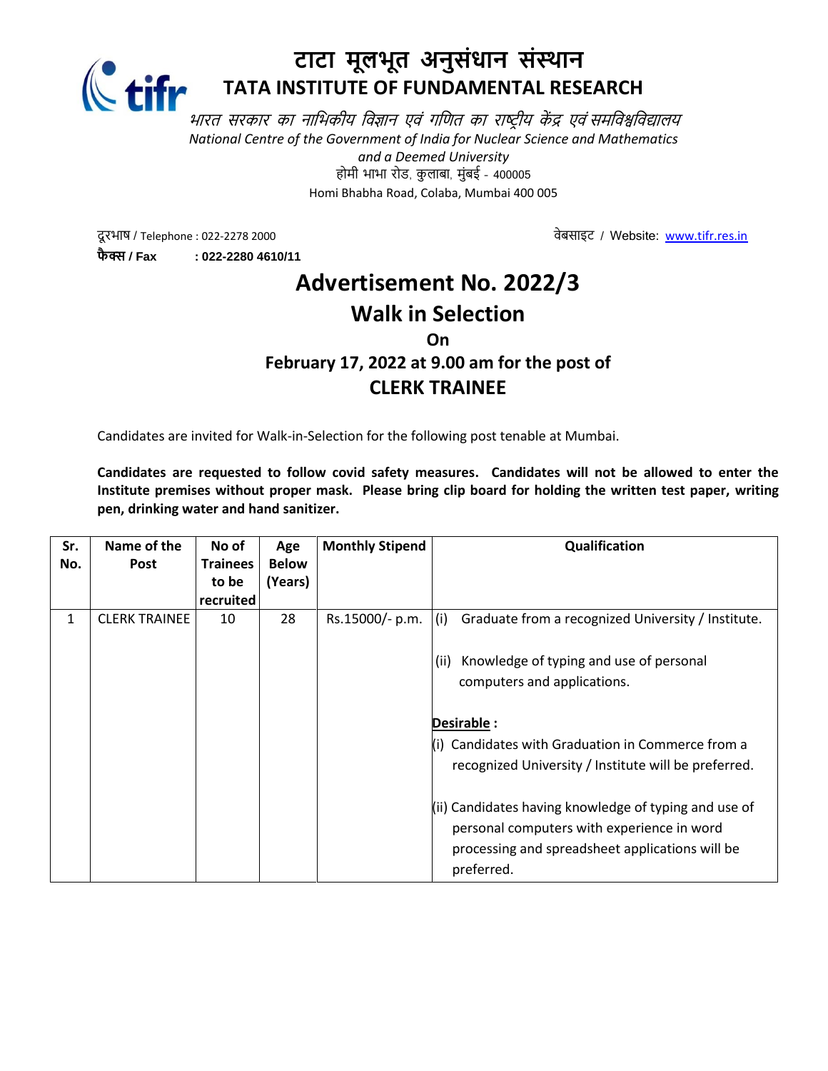# टाटा मूलभूत अनुसंधान संस्थान
# TATA INSTITUTE OF FUNDAMENTAL RESEARCH

*भारत सरकार का नाभिकीय विज्ञान एवं गणित का राष्ट्रीय केंद्र एवं समविश्वविद्यालय*
*National Centre of the Government of India for Nuclear Science and Mathematics and a Deemed University*

होमी भाभा रोड, कुलाबा, मुंबई - 400005
Homi Bhabha Road, Colaba, Mumbai 400 005

दूरभाष / Telephone : 022-2278 2000
वेबसाइट / Website: www.tifr.res.in
**फैक्स / Fax : 022-2280 4610/11**

## Advertisement No. 2022/3
## Walk in Selection
### On
### February 17, 2022 at 9.00 am for the post of
### CLERK TRAINEE

Candidates are invited for Walk-in-Selection for the following post tenable at Mumbai.

**Candidates are requested to follow covid safety measures. Candidates will not be allowed to enter the Institute premises without proper mask. Please bring clip board for holding the written test paper, writing pen, drinking water and hand sanitizer.**

| Sr. No. | Name of the Post | No of Trainees to be recruited | Age Below (Years) | Monthly Stipend | Qualification |
|---|---|---|---|---|---|
| 1 | CLERK TRAINEE | 10 | 28 | Rs.15000/- p.m. | (i) Graduate from a recognized University / Institute.<br><br>(ii) Knowledge of typing and use of personal computers and applications.<br><br>**Desirable :**<br>(i) Candidates with Graduation in Commerce from a recognized University / Institute will be preferred.<br><br>(ii) Candidates having knowledge of typing and use of personal computers with experience in word processing and spreadsheet applications will be preferred. |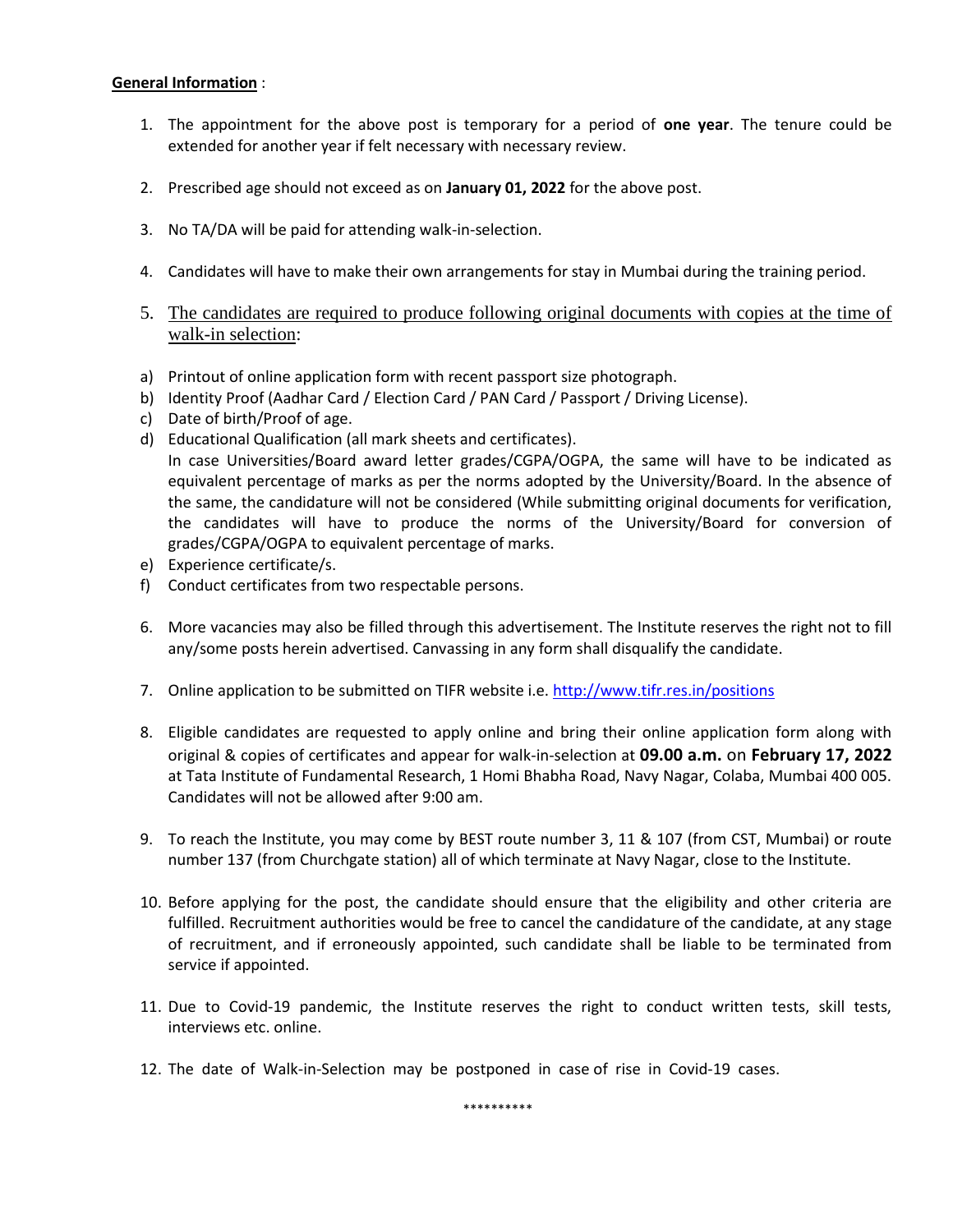**General Information** :

1. The appointment for the above post is temporary for a period of **one year**. The tenure could be extended for another year if felt necessary with necessary review.

2. Prescribed age should not exceed as on **January 01, 2022** for the above post.

3. No TA/DA will be paid for attending walk-in-selection.

4. Candidates will have to make their own arrangements for stay in Mumbai during the training period.

5. The candidates are required to produce following original documents with copies at the time of walk-in selection:

a) Printout of online application form with recent passport size photograph.
b) Identity Proof (Aadhar Card / Election Card / PAN Card / Passport / Driving License).
c) Date of birth/Proof of age.
d) Educational Qualification (all mark sheets and certificates).
   In case Universities/Board award letter grades/CGPA/OGPA, the same will have to be indicated as equivalent percentage of marks as per the norms adopted by the University/Board. In the absence of the same, the candidature will not be considered (While submitting original documents for verification, the candidates will have to produce the norms of the University/Board for conversion of grades/CGPA/OGPA to equivalent percentage of marks.
e) Experience certificate/s.
f) Conduct certificates from two respectable persons.

6. More vacancies may also be filled through this advertisement. The Institute reserves the right not to fill any/some posts herein advertised. Canvassing in any form shall disqualify the candidate.

7. Online application to be submitted on TIFR website i.e. http://www.tifr.res.in/positions

8. Eligible candidates are requested to apply online and bring their online application form along with original & copies of certificates and appear for walk-in-selection at **09.00 a.m.** on **February 17, 2022** at Tata Institute of Fundamental Research, 1 Homi Bhabha Road, Navy Nagar, Colaba, Mumbai 400 005. Candidates will not be allowed after 9:00 am.

9. To reach the Institute, you may come by BEST route number 3, 11 & 107 (from CST, Mumbai) or route number 137 (from Churchgate station) all of which terminate at Navy Nagar, close to the Institute.

10. Before applying for the post, the candidate should ensure that the eligibility and other criteria are fulfilled. Recruitment authorities would be free to cancel the candidature of the candidate, at any stage of recruitment, and if erroneously appointed, such candidate shall be liable to be terminated from service if appointed.

11. Due to Covid-19 pandemic, the Institute reserves the right to conduct written tests, skill tests, interviews etc. online.

12. The date of Walk-in-Selection may be postponed in case of rise in Covid-19 cases.

**********